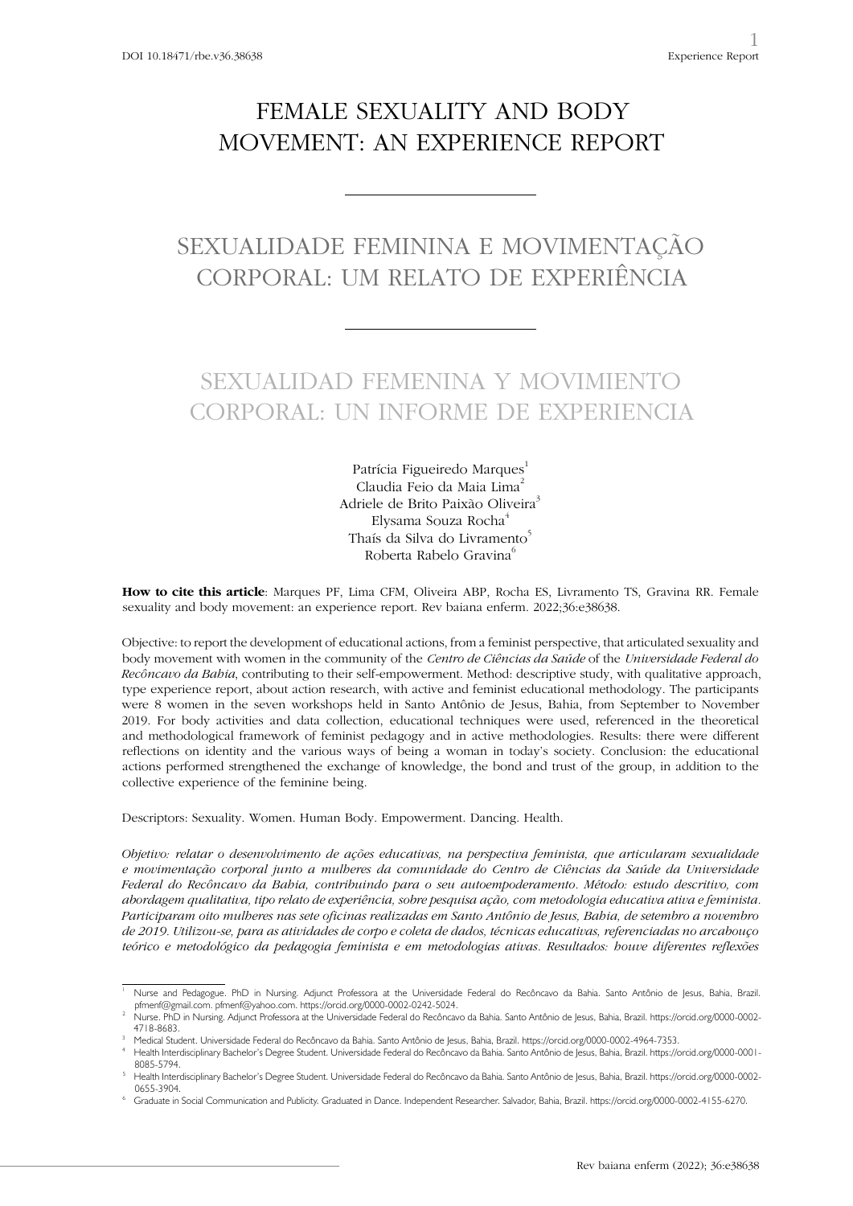DOI 10.18471/rbe.v36.38638

Experience Report

# FEMALE SEXUALITY AND BODY MOVEMENT: AN EXPERIENCE REPORT

# SEXUALIDADE FEMININA E MOVIMENTAÇÃO CORPORAL: UM RELATO DE EXPERIÊNCIA

# SEXUALIDAD FEMENINA Y MOVIMIENTO CORPORAL: UN INFORME DE EXPERIENCIA

Patrícia Figueiredo Marques[1]
Claudia Feio da Maia Lima[2]
Adriele de Brito Paixão Oliveira[3]
Elysama Souza Rocha[4]
Thaís da Silva do Livramento[5]
Roberta Rabelo Gravina[6]

**How to cite this article**: Marques PF, Lima CFM, Oliveira ABP, Rocha ES, Livramento TS, Gravina RR. Female sexuality and body movement: an experience report. Rev baiana enferm. 2022;36:e38638.

Objective: to report the development of educational actions, from a feminist perspective, that articulated sexuality and body movement with women in the community of the *Centro de Ciências da Saúde* of the *Universidade Federal do Recôncavo da Bahia*, contributing to their self-empowerment. Method: descriptive study, with qualitative approach, type experience report, about action research, with active and feminist educational methodology. The participants were 8 women in the seven workshops held in Santo Antônio de Jesus, Bahia, from September to November 2019. For body activities and data collection, educational techniques were used, referenced in the theoretical and methodological framework of feminist pedagogy and in active methodologies. Results: there were different reflections on identity and the various ways of being a woman in today's society. Conclusion: the educational actions performed strengthened the exchange of knowledge, the bond and trust of the group, in addition to the collective experience of the feminine being.

Descriptors: Sexuality. Women. Human Body. Empowerment. Dancing. Health.

*Objetivo: relatar o desenvolvimento de ações educativas, na perspectiva feminista, que articularam sexualidade e movimentação corporal junto a mulheres da comunidade do Centro de Ciências da Saúde da Universidade Federal do Recôncavo da Bahia, contribuindo para o seu autoempoderamento. Método: estudo descritivo, com abordagem qualitativa, tipo relato de experiência, sobre pesquisa ação, com metodologia educativa ativa e feminista. Participaram oito mulheres nas sete oficinas realizadas em Santo Antônio de Jesus, Bahia, de setembro a novembro de 2019. Utilizou-se, para as atividades de corpo e coleta de dados, técnicas educativas, referenciadas no arcabouço teórico e metodológico da pedagogia feminista e em metodologias ativas. Resultados: houve diferentes reflexões*

---

[1] Nurse and Pedagogue. PhD in Nursing. Adjunct Professora at the Universidade Federal do Recôncavo da Bahia. Santo Antônio de Jesus, Bahia, Brazil. pfmenf@gmail.com. pfmenf@yahoo.com. https://orcid.org/0000-0002-0242-5024.

[2] Nurse. PhD in Nursing. Adjunct Professora at the Universidade Federal do Recôncavo da Bahia. Santo Antônio de Jesus, Bahia, Brazil. https://orcid.org/0000-0002-4718-8683.

[3] Medical Student. Universidade Federal do Recôncavo da Bahia. Santo Antônio de Jesus, Bahia, Brazil. https://orcid.org/0000-0002-4964-7353.

[4] Health Interdisciplinary Bachelor's Degree Student. Universidade Federal do Recôncavo da Bahia. Santo Antônio de Jesus, Bahia, Brazil. https://orcid.org/0000-0001-8085-5794.

[5] Health Interdisciplinary Bachelor's Degree Student. Universidade Federal do Recôncavo da Bahia. Santo Antônio de Jesus, Bahia, Brazil. https://orcid.org/0000-0002-0655-3904.

[6] Graduate in Social Communication and Publicity. Graduated in Dance. Independent Researcher. Salvador, Bahia, Brazil. https://orcid.org/0000-0002-4155-6270.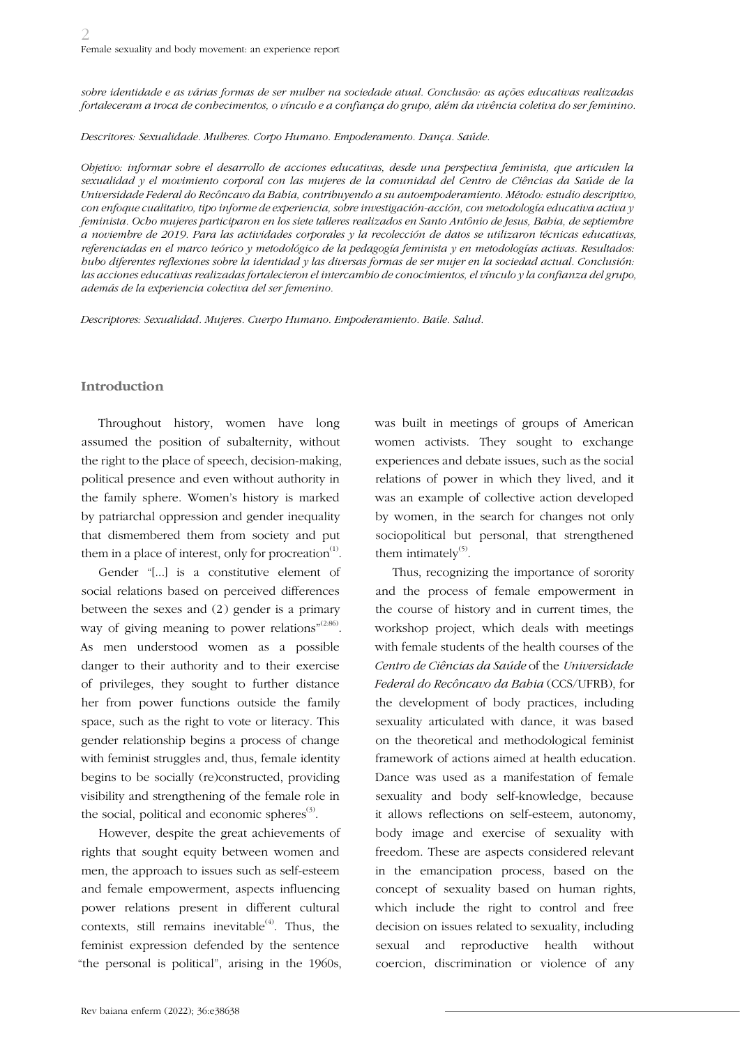*sobre identidade e as várias formas de ser mulher na sociedade atual. Conclusão: as ações educativas realizadas fortaleceram a troca de conhecimentos, o vínculo e a confiança do grupo, além da vivência coletiva do ser feminino.*

*Descritores: Sexualidade. Mulheres. Corpo Humano. Empoderamento. Dança. Saúde.*

*Objetivo: informar sobre el desarrollo de acciones educativas, desde una perspectiva feminista, que articulen la sexualidad y el movimiento corporal con las mujeres de la comunidad del Centro de Ciências da Saúde de la Universidade Federal do Recôncavo da Bahia, contribuyendo a su autoempoderamiento. Método: estudio descriptivo, con enfoque cualitativo, tipo informe de experiencia, sobre investigación-acción, con metodología educativa activa y feminista. Ocho mujeres participaron en los siete talleres realizados en Santo Antônio de Jesus, Bahia, de septiembre a noviembre de 2019. Para las actividades corporales y la recolección de datos se utilizaron técnicas educativas, referenciadas en el marco teórico y metodológico de la pedagogía feminista y en metodologías activas. Resultados: hubo diferentes reflexiones sobre la identidad y las diversas formas de ser mujer en la sociedad actual. Conclusión: las acciones educativas realizadas fortalecieron el intercambio de conocimientos, el vínculo y la confianza del grupo, además de la experiencia colectiva del ser femenino.*

*Descriptores: Sexualidad. Mujeres. Cuerpo Humano. Empoderamiento. Baile. Salud.*

## Introduction

Throughout history, women have long assumed the position of subalternity, without the right to the place of speech, decision-making, political presence and even without authority in the family sphere. Women's history is marked by patriarchal oppression and gender inequality that dismembered them from society and put them in a place of interest, only for procreation[1].

Gender "[...] is a constitutive element of social relations based on perceived differences between the sexes and (2) gender is a primary way of giving meaning to power relations"[2:86]. As men understood women as a possible danger to their authority and to their exercise of privileges, they sought to further distance her from power functions outside the family space, such as the right to vote or literacy. This gender relationship begins a process of change with feminist struggles and, thus, female identity begins to be socially (re)constructed, providing visibility and strengthening of the female role in the social, political and economic spheres[3].

However, despite the great achievements of rights that sought equity between women and men, the approach to issues such as self-esteem and female empowerment, aspects influencing power relations present in different cultural contexts, still remains inevitable[4]. Thus, the feminist expression defended by the sentence "the personal is political", arising in the 1960s, was built in meetings of groups of American women activists. They sought to exchange experiences and debate issues, such as the social relations of power in which they lived, and it was an example of collective action developed by women, in the search for changes not only sociopolitical but personal, that strengthened them intimately[5].

Thus, recognizing the importance of sorority and the process of female empowerment in the course of history and in current times, the workshop project, which deals with meetings with female students of the health courses of the *Centro de Ciências da Saúde* of the *Universidade Federal do Recôncavo da Bahia* (CCS/UFRB), for the development of body practices, including sexuality articulated with dance, it was based on the theoretical and methodological feminist framework of actions aimed at health education. Dance was used as a manifestation of female sexuality and body self-knowledge, because it allows reflections on self-esteem, autonomy, body image and exercise of sexuality with freedom. These are aspects considered relevant in the emancipation process, based on the concept of sexuality based on human rights, which include the right to control and free decision on issues related to sexuality, including sexual and reproductive health without coercion, discrimination or violence of any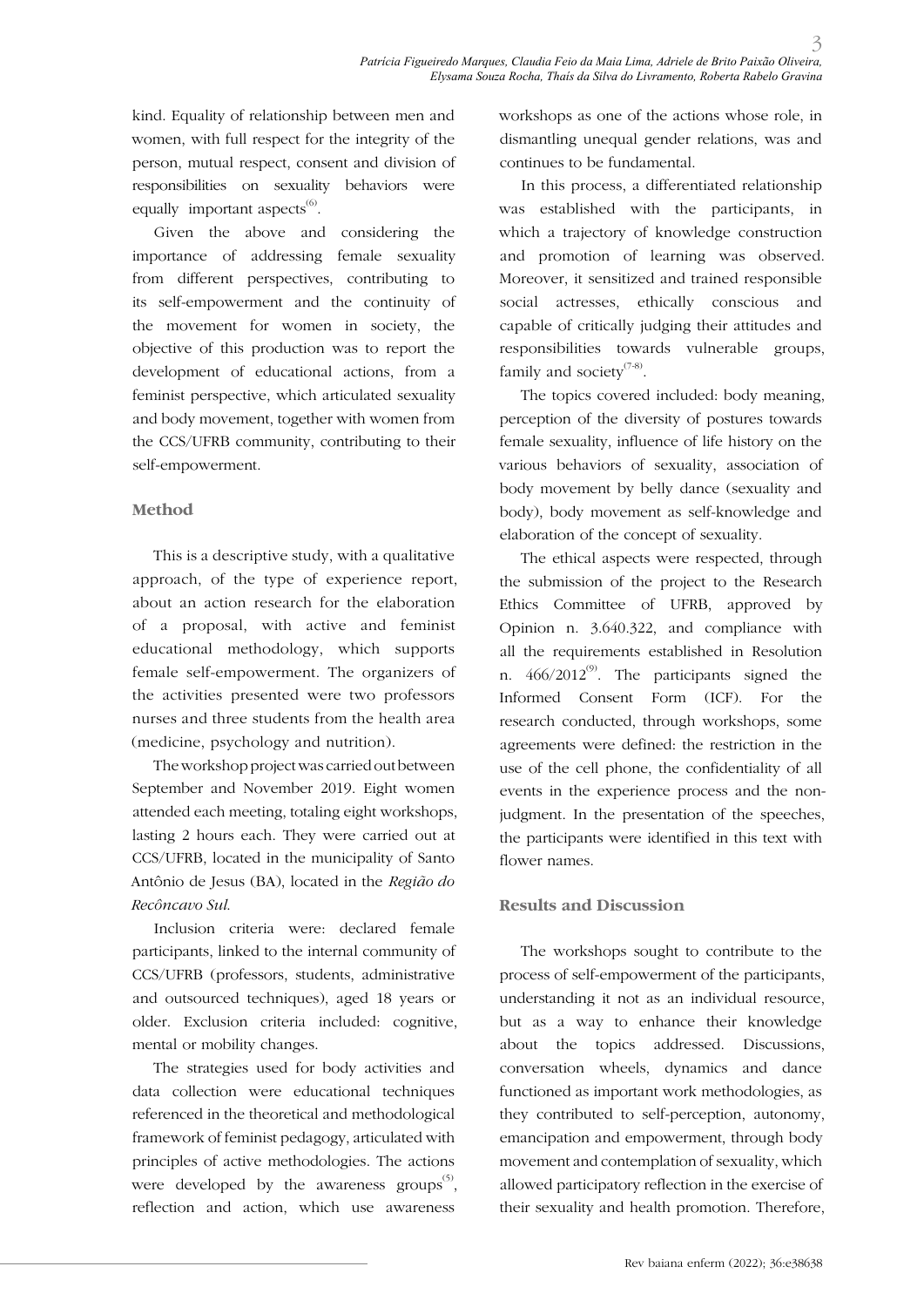kind. Equality of relationship between men and women, with full respect for the integrity of the person, mutual respect, consent and division of responsibilities on sexuality behaviors were equally important aspects[6].

Given the above and considering the importance of addressing female sexuality from different perspectives, contributing to its self-empowerment and the continuity of the movement for women in society, the objective of this production was to report the development of educational actions, from a feminist perspective, which articulated sexuality and body movement, together with women from the CCS/UFRB community, contributing to their self-empowerment.

## Method

This is a descriptive study, with a qualitative approach, of the type of experience report, about an action research for the elaboration of a proposal, with active and feminist educational methodology, which supports female self-empowerment. The organizers of the activities presented were two professors nurses and three students from the health area (medicine, psychology and nutrition).

The workshop project was carried out between September and November 2019. Eight women attended each meeting, totaling eight workshops, lasting 2 hours each. They were carried out at CCS/UFRB, located in the municipality of Santo Antônio de Jesus (BA), located in the *Região do Recôncavo Sul.*

Inclusion criteria were: declared female participants, linked to the internal community of CCS/UFRB (professors, students, administrative and outsourced techniques), aged 18 years or older. Exclusion criteria included: cognitive, mental or mobility changes.

The strategies used for body activities and data collection were educational techniques referenced in the theoretical and methodological framework of feminist pedagogy, articulated with principles of active methodologies. The actions were developed by the awareness groups[5], reflection and action, which use awareness workshops as one of the actions whose role, in dismantling unequal gender relations, was and continues to be fundamental.

In this process, a differentiated relationship was established with the participants, in which a trajectory of knowledge construction and promotion of learning was observed. Moreover, it sensitized and trained responsible social actresses, ethically conscious and capable of critically judging their attitudes and responsibilities towards vulnerable groups, family and society[7-8].

The topics covered included: body meaning, perception of the diversity of postures towards female sexuality, influence of life history on the various behaviors of sexuality, association of body movement by belly dance (sexuality and body), body movement as self-knowledge and elaboration of the concept of sexuality.

The ethical aspects were respected, through the submission of the project to the Research Ethics Committee of UFRB, approved by Opinion n. 3.640.322, and compliance with all the requirements established in Resolution n. 466/2012[9]. The participants signed the Informed Consent Form (ICF). For the research conducted, through workshops, some agreements were defined: the restriction in the use of the cell phone, the confidentiality of all events in the experience process and the non-judgment. In the presentation of the speeches, the participants were identified in this text with flower names.

## Results and Discussion

The workshops sought to contribute to the process of self-empowerment of the participants, understanding it not as an individual resource, but as a way to enhance their knowledge about the topics addressed. Discussions, conversation wheels, dynamics and dance functioned as important work methodologies, as they contributed to self-perception, autonomy, emancipation and empowerment, through body movement and contemplation of sexuality, which allowed participatory reflection in the exercise of their sexuality and health promotion. Therefore,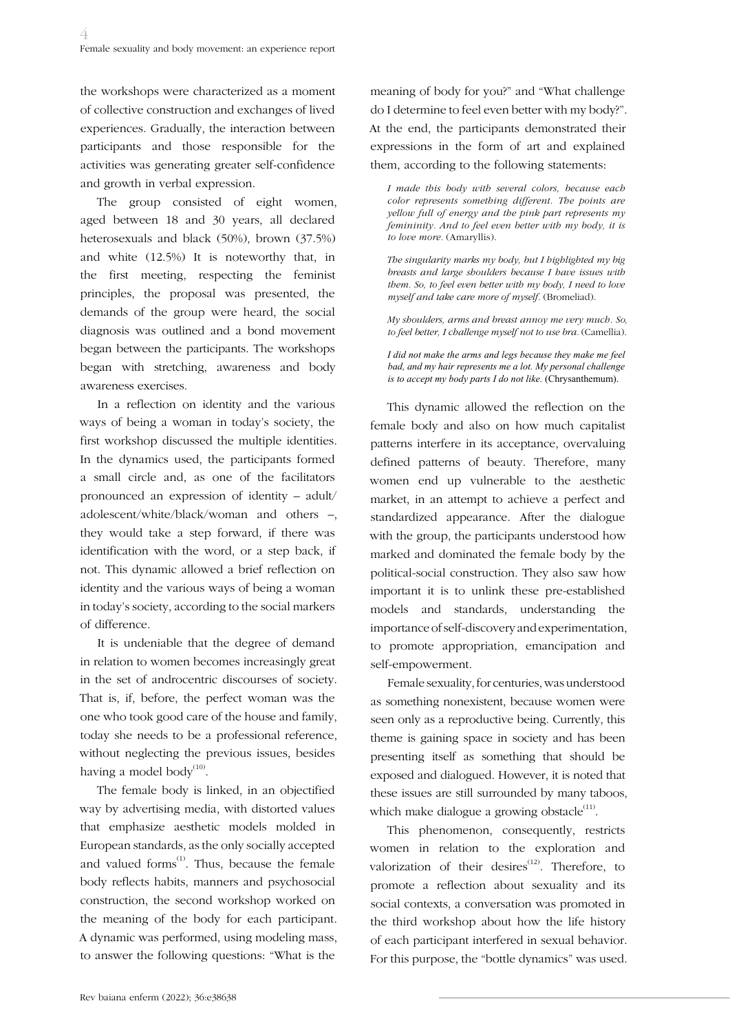the workshops were characterized as a moment of collective construction and exchanges of lived experiences. Gradually, the interaction between participants and those responsible for the activities was generating greater self-confidence and growth in verbal expression.

The group consisted of eight women, aged between 18 and 30 years, all declared heterosexuals and black (50%), brown (37.5%) and white (12.5%) It is noteworthy that, in the first meeting, respecting the feminist principles, the proposal was presented, the demands of the group were heard, the social diagnosis was outlined and a bond movement began between the participants. The workshops began with stretching, awareness and body awareness exercises.

In a reflection on identity and the various ways of being a woman in today's society, the first workshop discussed the multiple identities. In the dynamics used, the participants formed a small circle and, as one of the facilitators pronounced an expression of identity – adult/adolescent/white/black/woman and others –, they would take a step forward, if there was identification with the word, or a step back, if not. This dynamic allowed a brief reflection on identity and the various ways of being a woman in today's society, according to the social markers of difference.

It is undeniable that the degree of demand in relation to women becomes increasingly great in the set of androcentric discourses of society. That is, if, before, the perfect woman was the one who took good care of the house and family, today she needs to be a professional reference, without neglecting the previous issues, besides having a model body[10].

The female body is linked, in an objectified way by advertising media, with distorted values that emphasize aesthetic models molded in European standards, as the only socially accepted and valued forms[1]. Thus, because the female body reflects habits, manners and psychosocial construction, the second workshop worked on the meaning of the body for each participant. A dynamic was performed, using modeling mass, to answer the following questions: "What is the meaning of body for you?" and "What challenge do I determine to feel even better with my body?". At the end, the participants demonstrated their expressions in the form of art and explained them, according to the following statements:

> *I made this body with several colors, because each color represents something different. The points are yellow full of energy and the pink part represents my femininity. And to feel even better with my body, it is to love more.* (Amaryllis).

> *The singularity marks my body, but I highlighted my big breasts and large shoulders because I have issues with them. So, to feel even better with my body, I need to love myself and take care more of myself.* (Bromeliad).

> *My shoulders, arms and breast annoy me very much. So, to feel better, I challenge myself not to use bra.* (Camellia).

> *I did not make the arms and legs because they make me feel bad, and my hair represents me a lot. My personal challenge is to accept my body parts I do not like.* (Chrysanthemum).

This dynamic allowed the reflection on the female body and also on how much capitalist patterns interfere in its acceptance, overvaluing defined patterns of beauty. Therefore, many women end up vulnerable to the aesthetic market, in an attempt to achieve a perfect and standardized appearance. After the dialogue with the group, the participants understood how marked and dominated the female body by the political-social construction. They also saw how important it is to unlink these pre-established models and standards, understanding the importance of self-discovery and experimentation, to promote appropriation, emancipation and self-empowerment.

Female sexuality, for centuries, was understood as something nonexistent, because women were seen only as a reproductive being. Currently, this theme is gaining space in society and has been presenting itself as something that should be exposed and dialogued. However, it is noted that these issues are still surrounded by many taboos, which make dialogue a growing obstacle[11].

This phenomenon, consequently, restricts women in relation to the exploration and valorization of their desires[12]. Therefore, to promote a reflection about sexuality and its social contexts, a conversation was promoted in the third workshop about how the life history of each participant interfered in sexual behavior. For this purpose, the "bottle dynamics" was used.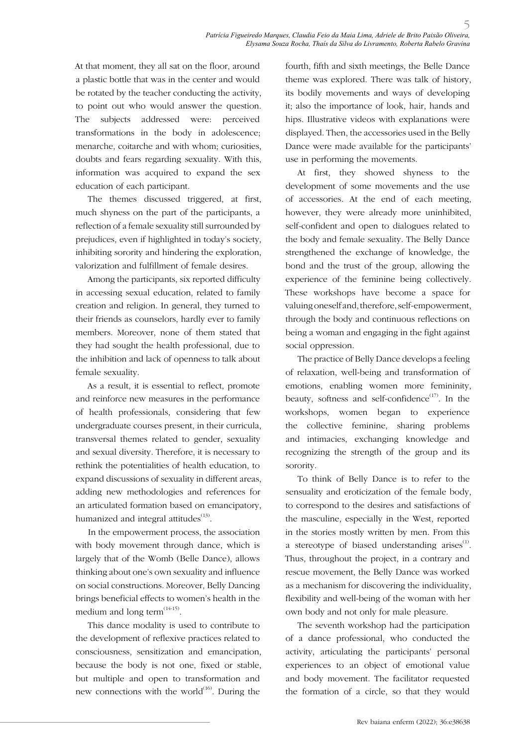At that moment, they all sat on the floor, around a plastic bottle that was in the center and would be rotated by the teacher conducting the activity, to point out who would answer the question. The subjects addressed were: perceived transformations in the body in adolescence; menarche, coitarche and with whom; curiosities, doubts and fears regarding sexuality. With this, information was acquired to expand the sex education of each participant.

The themes discussed triggered, at first, much shyness on the part of the participants, a reflection of a female sexuality still surrounded by prejudices, even if highlighted in today's society, inhibiting sorority and hindering the exploration, valorization and fulfillment of female desires.

Among the participants, six reported difficulty in accessing sexual education, related to family creation and religion. In general, they turned to their friends as counselors, hardly ever to family members. Moreover, none of them stated that they had sought the health professional, due to the inhibition and lack of openness to talk about female sexuality.

As a result, it is essential to reflect, promote and reinforce new measures in the performance of health professionals, considering that few undergraduate courses present, in their curricula, transversal themes related to gender, sexuality and sexual diversity. Therefore, it is necessary to rethink the potentialities of health education, to expand discussions of sexuality in different areas, adding new methodologies and references for an articulated formation based on emancipatory, humanized and integral attitudes[13].

In the empowerment process, the association with body movement through dance, which is largely that of the Womb (Belle Dance), allows thinking about one's own sexuality and influence on social constructions. Moreover, Belly Dancing brings beneficial effects to women's health in the medium and long term[14-15].

This dance modality is used to contribute to the development of reflexive practices related to consciousness, sensitization and emancipation, because the body is not one, fixed or stable, but multiple and open to transformation and new connections with the world[16]. During the fourth, fifth and sixth meetings, the Belle Dance theme was explored. There was talk of history, its bodily movements and ways of developing it; also the importance of look, hair, hands and hips. Illustrative videos with explanations were displayed. Then, the accessories used in the Belly Dance were made available for the participants' use in performing the movements.

At first, they showed shyness to the development of some movements and the use of accessories. At the end of each meeting, however, they were already more uninhibited, self-confident and open to dialogues related to the body and female sexuality. The Belly Dance strengthened the exchange of knowledge, the bond and the trust of the group, allowing the experience of the feminine being collectively. These workshops have become a space for valuing oneself and, therefore, self-empowerment, through the body and continuous reflections on being a woman and engaging in the fight against social oppression.

The practice of Belly Dance develops a feeling of relaxation, well-being and transformation of emotions, enabling women more femininity, beauty, softness and self-confidence[17]. In the workshops, women began to experience the collective feminine, sharing problems and intimacies, exchanging knowledge and recognizing the strength of the group and its sorority.

To think of Belly Dance is to refer to the sensuality and eroticization of the female body, to correspond to the desires and satisfactions of the masculine, especially in the West, reported in the stories mostly written by men. From this a stereotype of biased understanding arises[1]. Thus, throughout the project, in a contrary and rescue movement, the Belly Dance was worked as a mechanism for discovering the individuality, flexibility and well-being of the woman with her own body and not only for male pleasure.

The seventh workshop had the participation of a dance professional, who conducted the activity, articulating the participants' personal experiences to an object of emotional value and body movement. The facilitator requested the formation of a circle, so that they would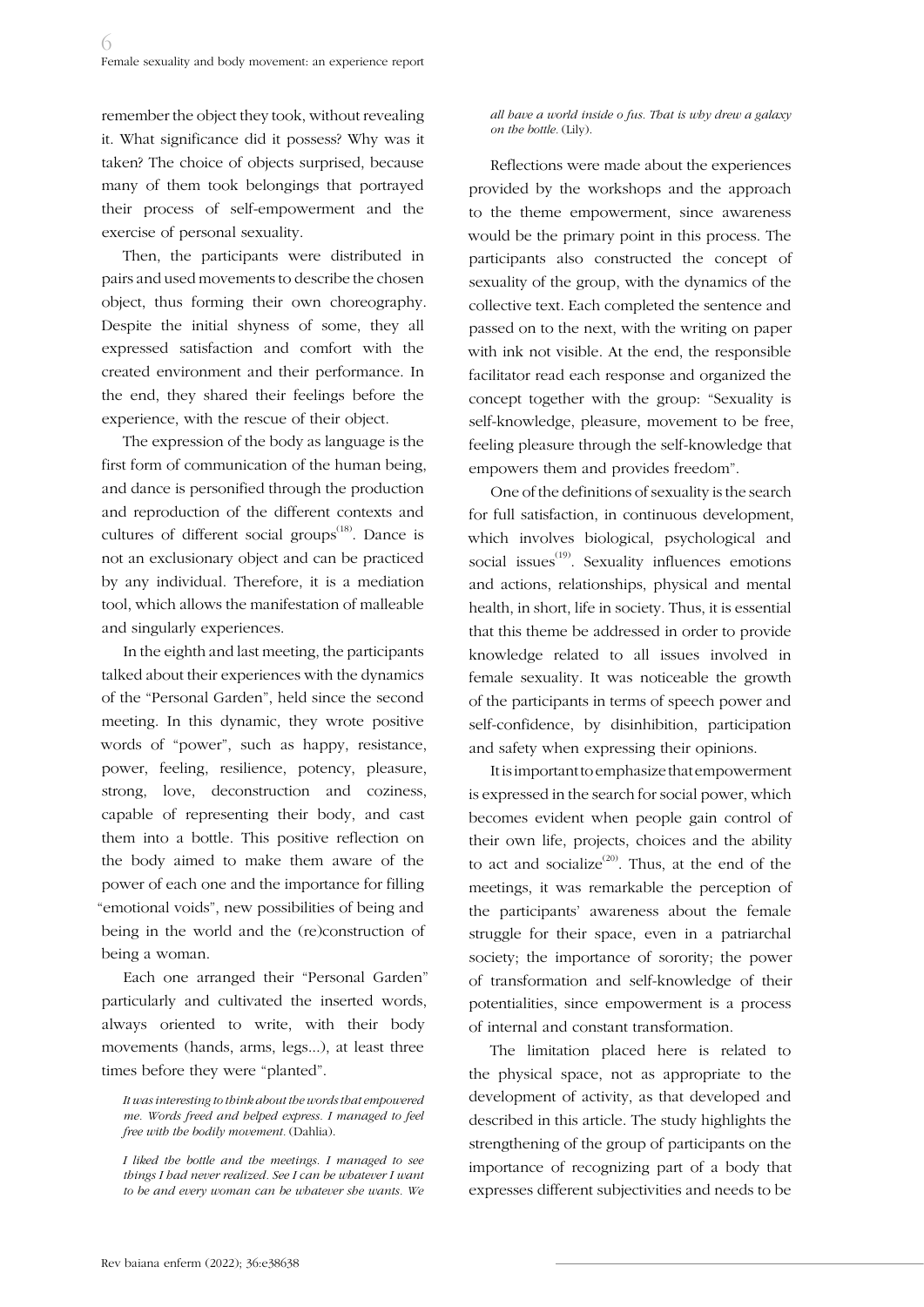remember the object they took, without revealing it. What significance did it possess? Why was it taken? The choice of objects surprised, because many of them took belongings that portrayed their process of self-empowerment and the exercise of personal sexuality.

Then, the participants were distributed in pairs and used movements to describe the chosen object, thus forming their own choreography. Despite the initial shyness of some, they all expressed satisfaction and comfort with the created environment and their performance. In the end, they shared their feelings before the experience, with the rescue of their object.

The expression of the body as language is the first form of communication of the human being, and dance is personified through the production and reproduction of the different contexts and cultures of different social groups[18]. Dance is not an exclusionary object and can be practiced by any individual. Therefore, it is a mediation tool, which allows the manifestation of malleable and singularly experiences.

In the eighth and last meeting, the participants talked about their experiences with the dynamics of the "Personal Garden", held since the second meeting. In this dynamic, they wrote positive words of "power", such as happy, resistance, power, feeling, resilience, potency, pleasure, strong, love, deconstruction and coziness, capable of representing their body, and cast them into a bottle. This positive reflection on the body aimed to make them aware of the power of each one and the importance for filling "emotional voids", new possibilities of being and being in the world and the (re)construction of being a woman.

Each one arranged their "Personal Garden" particularly and cultivated the inserted words, always oriented to write, with their body movements (hands, arms, legs...), at least three times before they were "planted".

> *It was interesting to think about the words that empowered me. Words freed and helped express. I managed to feel free with the bodily movement.* (Dahlia).

> *I liked the bottle and the meetings. I managed to see things I had never realized. See I can be whatever I want to be and every woman can be whatever she wants. We all have a world inside o fus. That is why drew a galaxy on the bottle.* (Lily).

Reflections were made about the experiences provided by the workshops and the approach to the theme empowerment, since awareness would be the primary point in this process. The participants also constructed the concept of sexuality of the group, with the dynamics of the collective text. Each completed the sentence and passed on to the next, with the writing on paper with ink not visible. At the end, the responsible facilitator read each response and organized the concept together with the group: "Sexuality is self-knowledge, pleasure, movement to be free, feeling pleasure through the self-knowledge that empowers them and provides freedom".

One of the definitions of sexuality is the search for full satisfaction, in continuous development, which involves biological, psychological and social issues[19]. Sexuality influences emotions and actions, relationships, physical and mental health, in short, life in society. Thus, it is essential that this theme be addressed in order to provide knowledge related to all issues involved in female sexuality. It was noticeable the growth of the participants in terms of speech power and self-confidence, by disinhibition, participation and safety when expressing their opinions.

It is important to emphasize that empowerment is expressed in the search for social power, which becomes evident when people gain control of their own life, projects, choices and the ability to act and socialize[20]. Thus, at the end of the meetings, it was remarkable the perception of the participants' awareness about the female struggle for their space, even in a patriarchal society; the importance of sorority; the power of transformation and self-knowledge of their potentialities, since empowerment is a process of internal and constant transformation.

The limitation placed here is related to the physical space, not as appropriate to the development of activity, as that developed and described in this article. The study highlights the strengthening of the group of participants on the importance of recognizing part of a body that expresses different subjectivities and needs to be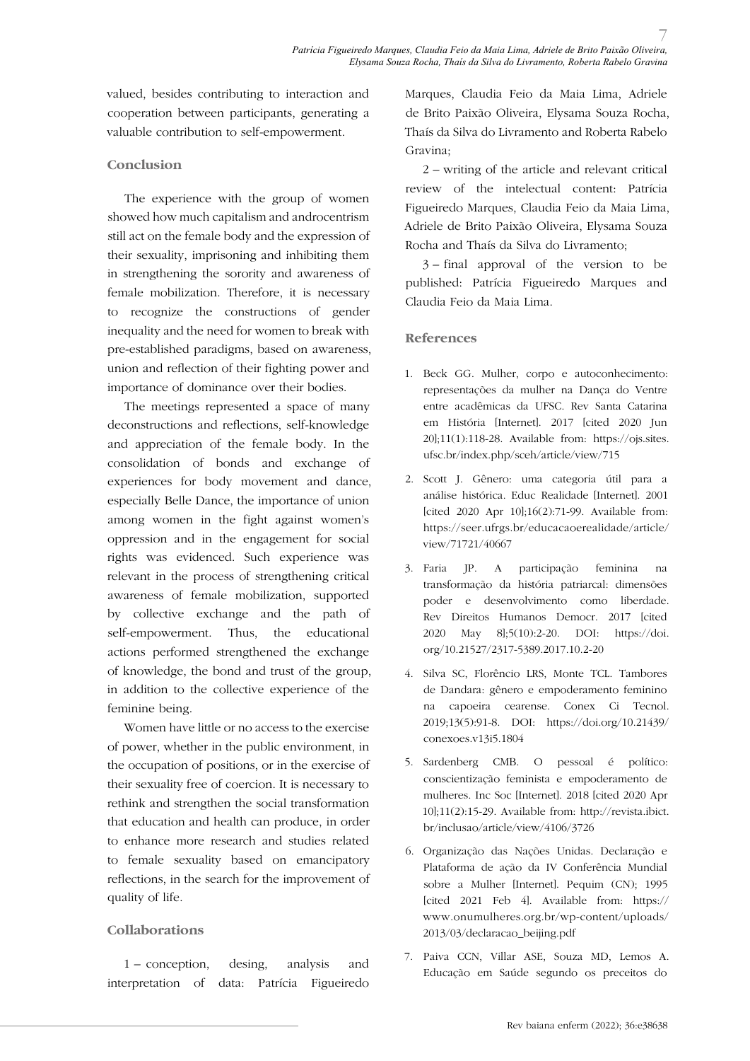valued, besides contributing to interaction and cooperation between participants, generating a valuable contribution to self-empowerment.

## Conclusion

The experience with the group of women showed how much capitalism and androcentrism still act on the female body and the expression of their sexuality, imprisoning and inhibiting them in strengthening the sorority and awareness of female mobilization. Therefore, it is necessary to recognize the constructions of gender inequality and the need for women to break with pre-established paradigms, based on awareness, union and reflection of their fighting power and importance of dominance over their bodies.

The meetings represented a space of many deconstructions and reflections, self-knowledge and appreciation of the female body. In the consolidation of bonds and exchange of experiences for body movement and dance, especially Belle Dance, the importance of union among women in the fight against women's oppression and in the engagement for social rights was evidenced. Such experience was relevant in the process of strengthening critical awareness of female mobilization, supported by collective exchange and the path of self-empowerment. Thus, the educational actions performed strengthened the exchange of knowledge, the bond and trust of the group, in addition to the collective experience of the feminine being.

Women have little or no access to the exercise of power, whether in the public environment, in the occupation of positions, or in the exercise of their sexuality free of coercion. It is necessary to rethink and strengthen the social transformation that education and health can produce, in order to enhance more research and studies related to female sexuality based on emancipatory reflections, in the search for the improvement of quality of life.

## Collaborations

1 – conception, desing, analysis and interpretation of data: Patrícia Figueiredo Marques, Claudia Feio da Maia Lima, Adriele de Brito Paixão Oliveira, Elysama Souza Rocha, Thaís da Silva do Livramento and Roberta Rabelo Gravina;

2 – writing of the article and relevant critical review of the intelectual content: Patrícia Figueiredo Marques, Claudia Feio da Maia Lima, Adriele de Brito Paixão Oliveira, Elysama Souza Rocha and Thaís da Silva do Livramento;

3 – final approval of the version to be published: Patrícia Figueiredo Marques and Claudia Feio da Maia Lima.

## References

1. Beck GG. Mulher, corpo e autoconhecimento: representações da mulher na Dança do Ventre entre acadêmicas da UFSC. Rev Santa Catarina em História [Internet]. 2017 [cited 2020 Jun 20];11(1):118-28. Available from: https://ojs.sites.ufsc.br/index.php/sceh/article/view/715

2. Scott J. Gênero: uma categoria útil para a análise histórica. Educ Realidade [Internet]. 2001 [cited 2020 Apr 10];16(2):71-99. Available from: https://seer.ufrgs.br/educacaoerealidade/article/view/71721/40667

3. Faria JP. A participação feminina na transformação da história patriarcal: dimensões poder e desenvolvimento como liberdade. Rev Direitos Humanos Democr. 2017 [cited 2020 May 8];5(10):2-20. DOI: https://doi.org/10.21527/2317-5389.2017.10.2-20

4. Silva SC, Florêncio LRS, Monte TCL. Tambores de Dandara: gênero e empoderamento feminino na capoeira cearense. Conex Ci Tecnol. 2019;13(5):91-8. DOI: https://doi.org/10.21439/conexoes.v13i5.1804

5. Sardenberg CMB. O pessoal é político: conscientização feminista e empoderamento de mulheres. Inc Soc [Internet]. 2018 [cited 2020 Apr 10];11(2):15-29. Available from: http://revista.ibict.br/inclusao/article/view/4106/3726

6. Organização das Nações Unidas. Declaração e Plataforma de ação da IV Conferência Mundial sobre a Mulher [Internet]. Pequim (CN); 1995 [cited 2021 Feb 4]. Available from: https://www.onumulheres.org.br/wp-content/uploads/2013/03/declaracao_beijing.pdf

7. Paiva CCN, Villar ASE, Souza MD, Lemos A. Educação em Saúde segundo os preceitos do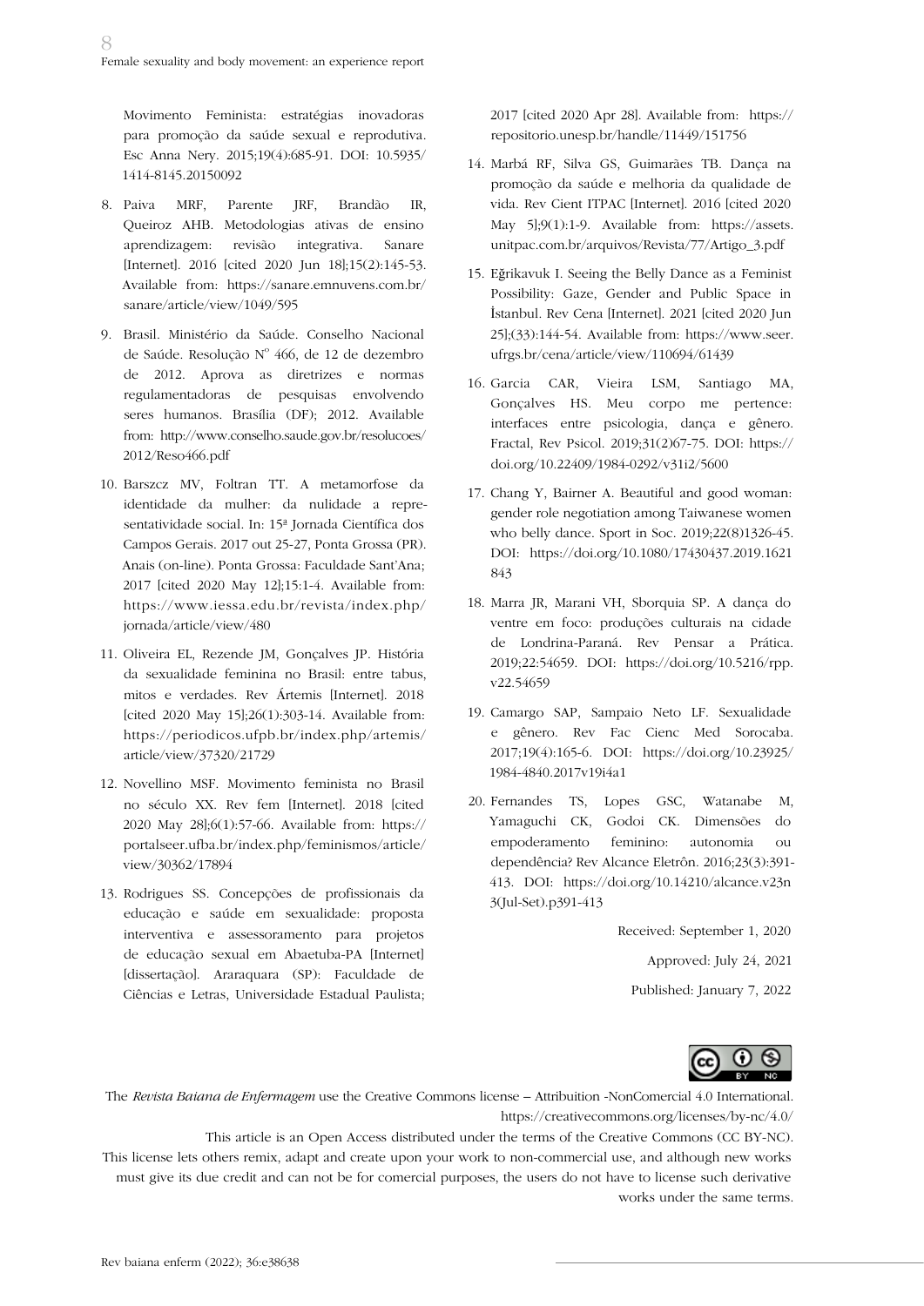Movimento Feminista: estratégias inovadoras para promoção da saúde sexual e reprodutiva. Esc Anna Nery. 2015;19(4):685-91. DOI: 10.5935/1414-8145.20150092

8. Paiva MRF, Parente JRF, Brandão IR, Queiroz AHB. Metodologias ativas de ensino aprendizagem: revisão integrativa. Sanare [Internet]. 2016 [cited 2020 Jun 18];15(2):145-53. Available from: https://sanare.emnuvens.com.br/sanare/article/view/1049/595

9. Brasil. Ministério da Saúde. Conselho Nacional de Saúde. Resolução N° 466, de 12 de dezembro de 2012. Aprova as diretrizes e normas regulamentadoras de pesquisas envolvendo seres humanos. Brasília (DF); 2012. Available from: http://www.conselho.saude.gov.br/resolucoes/2012/Reso466.pdf

10. Barszcz MV, Foltran TT. A metamorfose da identidade da mulher: da nulidade a representatividade social. In: 15ª Jornada Científica dos Campos Gerais. 2017 out 25-27, Ponta Grossa (PR). Anais (on-line). Ponta Grossa: Faculdade Sant'Ana; 2017 [cited 2020 May 12];15:1-4. Available from: https://www.iessa.edu.br/revista/index.php/jornada/article/view/480

11. Oliveira EL, Rezende JM, Gonçalves JP. História da sexualidade feminina no Brasil: entre tabus, mitos e verdades. Rev Ártemis [Internet]. 2018 [cited 2020 May 15];26(1):303-14. Available from: https://periodicos.ufpb.br/index.php/artemis/article/view/37320/21729

12. Novellino MSF. Movimento feminista no Brasil no século XX. Rev fem [Internet]. 2018 [cited 2020 May 28];6(1):57-66. Available from: https://portalseer.ufba.br/index.php/feminismos/article/view/30362/17894

13. Rodrigues SS. Concepções de profissionais da educação e saúde em sexualidade: proposta interventiva e assessoramento para projetos de educação sexual em Abaetuba-PA [Internet] [dissertação]. Araraquara (SP): Faculdade de Ciências e Letras, Universidade Estadual Paulista; 2017 [cited 2020 Apr 28]. Available from: https://repositorio.unesp.br/handle/11449/151756

14. Marbá RF, Silva GS, Guimarães TB. Dança na promoção da saúde e melhoria da qualidade de vida. Rev Cient ITPAC [Internet]. 2016 [cited 2020 May 5];9(1):1-9. Available from: https://assets.unitpac.com.br/arquivos/Revista/77/Artigo_3.pdf

15. Eğrikavuk I. Seeing the Belly Dance as a Feminist Possibility: Gaze, Gender and Public Space in İstanbul. Rev Cena [Internet]. 2021 [cited 2020 Jun 25];(33):144-54. Available from: https://www.seer.ufrgs.br/cena/article/view/110694/61439

16. Garcia CAR, Vieira LSM, Santiago MA, Gonçalves HS. Meu corpo me pertence: interfaces entre psicologia, dança e gênero. Fractal, Rev Psicol. 2019;31(2)67-75. DOI: https://doi.org/10.22409/1984-0292/v31i2/5600

17. Chang Y, Bairner A. Beautiful and good woman: gender role negotiation among Taiwanese women who belly dance. Sport in Soc. 2019;22(8)1326-45. DOI: https://doi.org/10.1080/17430437.2019.1621843

18. Marra JR, Marani VH, Sborquia SP. A dança do ventre em foco: produções culturais na cidade de Londrina-Paraná. Rev Pensar a Prática. 2019;22:54659. DOI: https://doi.org/10.5216/rpp.v22.54659

19. Camargo SAP, Sampaio Neto LF. Sexualidade e gênero. Rev Fac Cienc Med Sorocaba. 2017;19(4):165-6. DOI: https://doi.org/10.23925/1984-4840.2017v19i4a1

20. Fernandes TS, Lopes GSC, Watanabe M, Yamaguchi CK, Godoi CK. Dimensões do empoderamento feminino: autonomia ou dependência? Rev Alcance Eletrôn. 2016;23(3):391-413. DOI: https://doi.org/10.14210/alcance.v23n3(Jul-Set).p391-413

Received: September 1, 2020

Approved: July 24, 2021

Published: January 7, 2022

The *Revista Baiana de Enfermagem* use the Creative Commons license – Attribuition -NonComercial 4.0 International. https://creativecommons.org/licenses/by-nc/4.0/

This article is an Open Access distributed under the terms of the Creative Commons (CC BY-NC). This license lets others remix, adapt and create upon your work to non-commercial use, and although new works must give its due credit and can not be for comercial purposes, the users do not have to license such derivative works under the same terms.